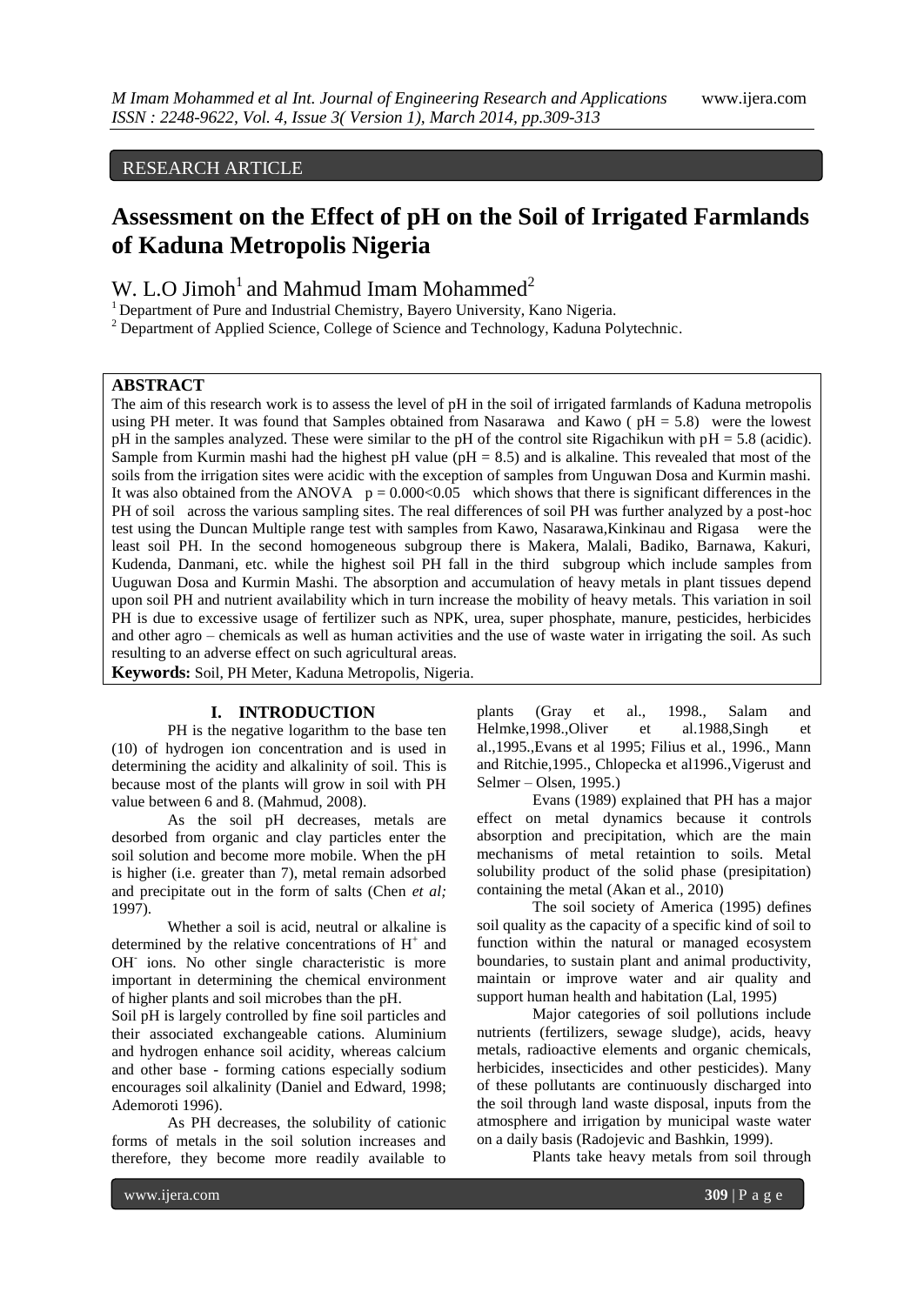RESEARCH ARTICLE

# Assessment on the Effect of pH on the Soil of Irrigated Farmlands of Kaduna Metropolis Nigeria

W. L.O Jimoh[1] and Mahmud Imam Mohammed[2]

[1] Department of Pure and Industrial Chemistry, Bayero University, Kano Nigeria.
[2] Department of Applied Science, College of Science and Technology, Kaduna Polytechnic.

## ABSTRACT

The aim of this research work is to assess the level of pH in the soil of irrigated farmlands of Kaduna metropolis using PH meter. It was found that Samples obtained from Nasarawa and Kawo ( pH = 5.8) were the lowest pH in the samples analyzed. These were similar to the pH of the control site Rigachikun with pH = 5.8 (acidic). Sample from Kurmin mashi had the highest pH value (pH = 8.5) and is alkaline. This revealed that most of the soils from the irrigation sites were acidic with the exception of samples from Unguwan Dosa and Kurmin mashi. It was also obtained from the ANOVA $p = 0.000 < 0.05$ which shows that there is significant differences in the PH of soil across the various sampling sites. The real differences of soil PH was further analyzed by a post-hoc test using the Duncan Multiple range test with samples from Kawo, Nasarawa,Kinkinau and Rigasa were the least soil PH. In the second homogeneous subgroup there is Makera, Malali, Badiko, Barnawa, Kakuri, Kudenda, Danmani, etc. while the highest soil PH fall in the third subgroup which include samples from Uuguwan Dosa and Kurmin Mashi. The absorption and accumulation of heavy metals in plant tissues depend upon soil PH and nutrient availability which in turn increase the mobility of heavy metals. This variation in soil PH is due to excessive usage of fertilizer such as NPK, urea, super phosphate, manure, pesticides, herbicides and other agro – chemicals as well as human activities and the use of waste water in irrigating the soil. As such resulting to an adverse effect on such agricultural areas.

**Keywords:** Soil, PH Meter, Kaduna Metropolis, Nigeria.

## I. INTRODUCTION

PH is the negative logarithm to the base ten (10) of hydrogen ion concentration and is used in determining the acidity and alkalinity of soil. This is because most of the plants will grow in soil with PH value between 6 and 8. (Mahmud, 2008).

As the soil pH decreases, metals are desorbed from organic and clay particles enter the soil solution and become more mobile. When the pH is higher (i.e. greater than 7), metal remain adsorbed and precipitate out in the form of salts (Chen *et al;* 1997).

Whether a soil is acid, neutral or alkaline is determined by the relative concentrations of $H^+$ and $OH^-$ ions. No other single characteristic is more important in determining the chemical environment of higher plants and soil microbes than the pH.

Soil pH is largely controlled by fine soil particles and their associated exchangeable cations. Aluminium and hydrogen enhance soil acidity, whereas calcium and other base - forming cations especially sodium encourages soil alkalinity (Daniel and Edward, 1998; Ademoroti 1996).

As PH decreases, the solubility of cationic forms of metals in the soil solution increases and therefore, they become more readily available to plants (Gray et al., 1998., Salam and Helmke,1998.,Oliver et al.1988,Singh et al.,1995.,Evans et al 1995; Filius et al., 1996., Mann and Ritchie,1995., Chlopecka et al1996.,Vigerust and Selmer – Olsen, 1995.)

Evans (1989) explained that PH has a major effect on metal dynamics because it controls absorption and precipitation, which are the main mechanisms of metal retaintion to soils. Metal solubility product of the solid phase (presipitation) containing the metal (Akan et al., 2010)

The soil society of America (1995) defines soil quality as the capacity of a specific kind of soil to function within the natural or managed ecosystem boundaries, to sustain plant and animal productivity, maintain or improve water and air quality and support human health and habitation (Lal, 1995)

Major categories of soil pollutions include nutrients (fertilizers, sewage sludge), acids, heavy metals, radioactive elements and organic chemicals, herbicides, insecticides and other pesticides). Many of these pollutants are continuously discharged into the soil through land waste disposal, inputs from the atmosphere and irrigation by municipal waste water on a daily basis (Radojevic and Bashkin, 1999).

Plants take heavy metals from soil through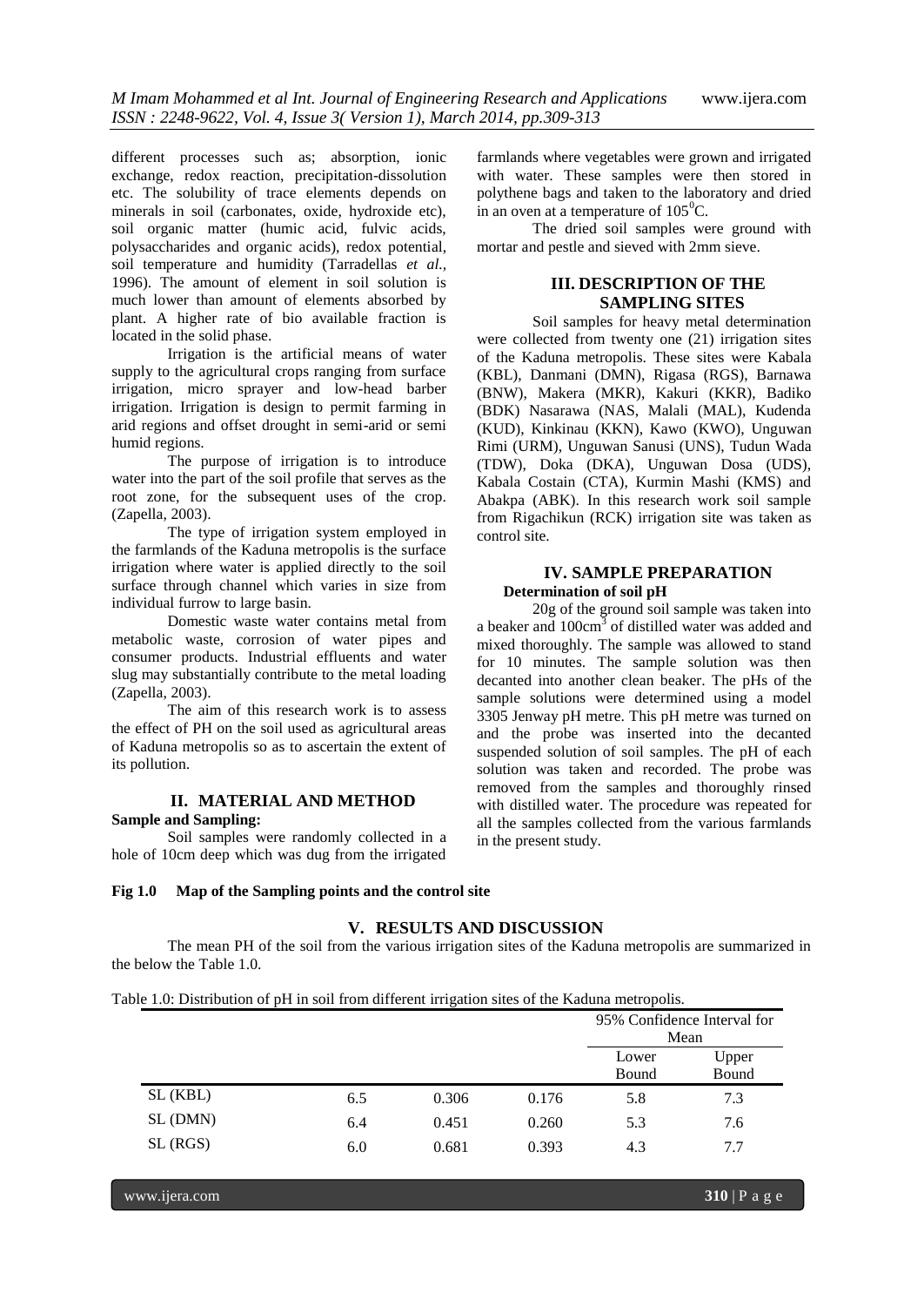different processes such as; absorption, ionic exchange, redox reaction, precipitation-dissolution etc. The solubility of trace elements depends on minerals in soil (carbonates, oxide, hydroxide etc), soil organic matter (humic acid, fulvic acids, polysaccharides and organic acids), redox potential, soil temperature and humidity (Tarradellas *et al.,* 1996). The amount of element in soil solution is much lower than amount of elements absorbed by plant. A higher rate of bio available fraction is located in the solid phase.

Irrigation is the artificial means of water supply to the agricultural crops ranging from surface irrigation, micro sprayer and low-head barber irrigation. Irrigation is design to permit farming in arid regions and offset drought in semi-arid or semi humid regions.

The purpose of irrigation is to introduce water into the part of the soil profile that serves as the root zone, for the subsequent uses of the crop. (Zapella, 2003).

The type of irrigation system employed in the farmlands of the Kaduna metropolis is the surface irrigation where water is applied directly to the soil surface through channel which varies in size from individual furrow to large basin.

Domestic waste water contains metal from metabolic waste, corrosion of water pipes and consumer products. Industrial effluents and water slug may substantially contribute to the metal loading (Zapella, 2003).

The aim of this research work is to assess the effect of PH on the soil used as agricultural areas of Kaduna metropolis so as to ascertain the extent of its pollution.

## II. MATERIAL AND METHOD

**Sample and Sampling:**

Soil samples were randomly collected in a hole of 10cm deep which was dug from the irrigated farmlands where vegetables were grown and irrigated with water. These samples were then stored in polythene bags and taken to the laboratory and dried in an oven at a temperature of $105^0$C.

The dried soil samples were ground with mortar and pestle and sieved with 2mm sieve.

## III. DESCRIPTION OF THE SAMPLING SITES

Soil samples for heavy metal determination were collected from twenty one (21) irrigation sites of the Kaduna metropolis. These sites were Kabala (KBL), Danmani (DMN), Rigasa (RGS), Barnawa (BNW), Makera (MKR), Kakuri (KKR), Badiko (BDK) Nasarawa (NAS, Malali (MAL), Kudenda (KUD), Kinkinau (KKN), Kawo (KWO), Unguwan Rimi (URM), Unguwan Sanusi (UNS), Tudun Wada (TDW), Doka (DKA), Unguwan Dosa (UDS), Kabala Costain (CTA), Kurmin Mashi (KMS) and Abakpa (ABK). In this research work soil sample from Rigachikun (RCK) irrigation site was taken as control site.

## IV. SAMPLE PREPARATION

**Determination of soil pH**

20g of the ground soil sample was taken into a beaker and $100cm^3$ of distilled water was added and mixed thoroughly. The sample was allowed to stand for 10 minutes. The sample solution was then decanted into another clean beaker. The pHs of the sample solutions were determined using a model 3305 Jenway pH metre. This pH metre was turned on and the probe was inserted into the decanted suspended solution of soil samples. The pH of each solution was taken and recorded. The probe was removed from the samples and thoroughly rinsed with distilled water. The procedure was repeated for all the samples collected from the various farmlands in the present study.

**Fig 1.0 Map of the Sampling points and the control site**

## V. RESULTS AND DISCUSSION

The mean PH of the soil from the various irrigation sites of the Kaduna metropolis are summarized in the below the Table 1.0.

Table 1.0: Distribution of pH in soil from different irrigation sites of the Kaduna metropolis.

| | | | | 95% Confidence Interval for Mean | |
|---|---|---|---|---|---|
| | | | | Lower Bound | Upper Bound |
| SL (KBL) | 6.5 | 0.306 | 0.176 | 5.8 | 7.3 |
| SL (DMN) | 6.4 | 0.451 | 0.260 | 5.3 | 7.6 |
| SL (RGS) | 6.0 | 0.681 | 0.393 | 4.3 | 7.7 |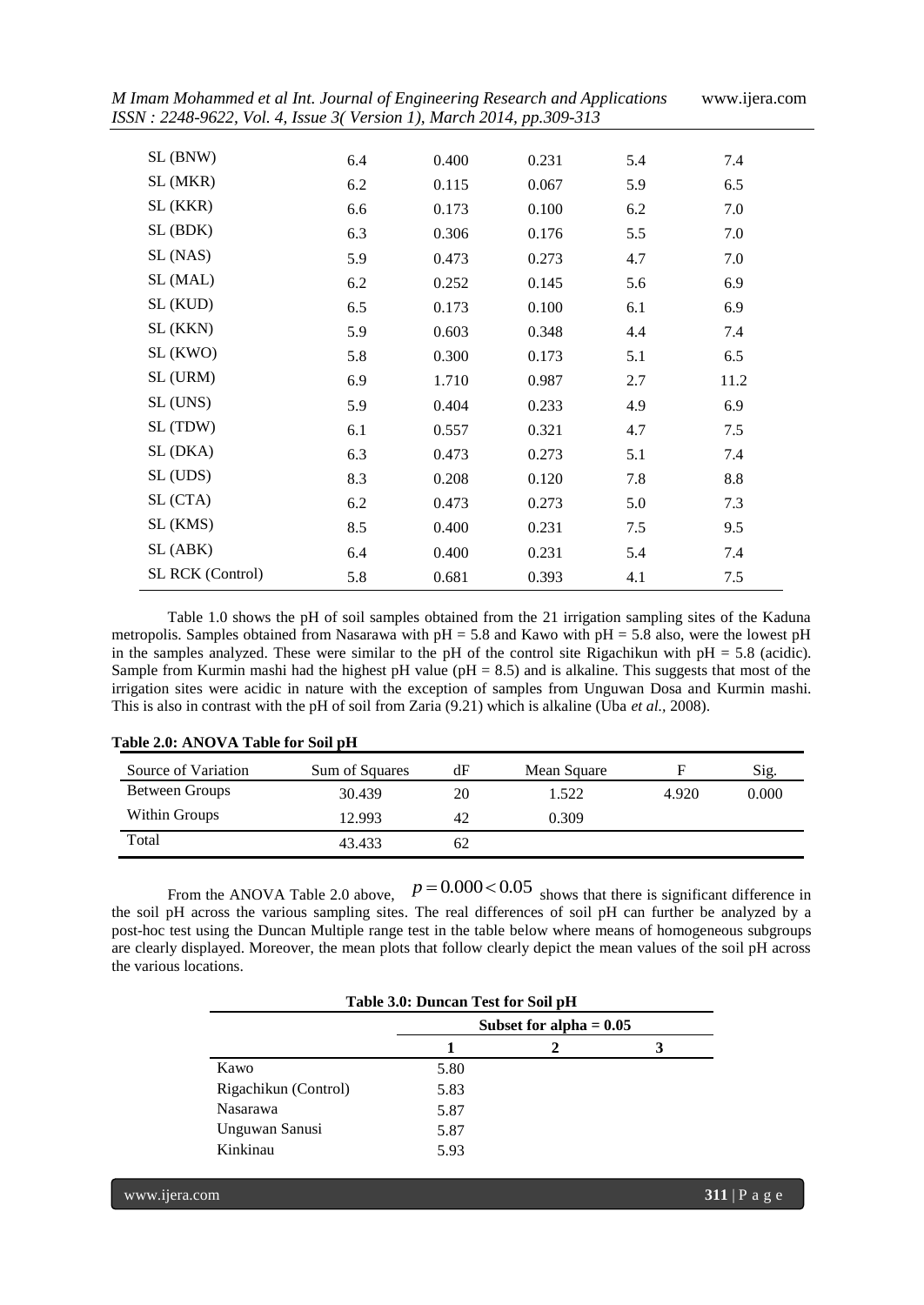| | | | | | |
|---|---|---|---|---|---|
| SL (BNW) | 6.4 | 0.400 | 0.231 | 5.4 | 7.4 |
| SL (MKR) | 6.2 | 0.115 | 0.067 | 5.9 | 6.5 |
| SL (KKR) | 6.6 | 0.173 | 0.100 | 6.2 | 7.0 |
| SL (BDK) | 6.3 | 0.306 | 0.176 | 5.5 | 7.0 |
| SL (NAS) | 5.9 | 0.473 | 0.273 | 4.7 | 7.0 |
| SL (MAL) | 6.2 | 0.252 | 0.145 | 5.6 | 6.9 |
| SL (KUD) | 6.5 | 0.173 | 0.100 | 6.1 | 6.9 |
| SL (KKN) | 5.9 | 0.603 | 0.348 | 4.4 | 7.4 |
| SL (KWO) | 5.8 | 0.300 | 0.173 | 5.1 | 6.5 |
| SL (URM) | 6.9 | 1.710 | 0.987 | 2.7 | 11.2 |
| SL (UNS) | 5.9 | 0.404 | 0.233 | 4.9 | 6.9 |
| SL (TDW) | 6.1 | 0.557 | 0.321 | 4.7 | 7.5 |
| SL (DKA) | 6.3 | 0.473 | 0.273 | 5.1 | 7.4 |
| SL (UDS) | 8.3 | 0.208 | 0.120 | 7.8 | 8.8 |
| SL (CTA) | 6.2 | 0.473 | 0.273 | 5.0 | 7.3 |
| SL (KMS) | 8.5 | 0.400 | 0.231 | 7.5 | 9.5 |
| SL (ABK) | 6.4 | 0.400 | 0.231 | 5.4 | 7.4 |
| SL RCK (Control) | 5.8 | 0.681 | 0.393 | 4.1 | 7.5 |

Table 1.0 shows the pH of soil samples obtained from the 21 irrigation sampling sites of the Kaduna metropolis. Samples obtained from Nasarawa with pH = 5.8 and Kawo with pH = 5.8 also, were the lowest pH in the samples analyzed. These were similar to the pH of the control site Rigachikun with pH = 5.8 (acidic). Sample from Kurmin mashi had the highest pH value (pH = 8.5) and is alkaline. This suggests that most of the irrigation sites were acidic in nature with the exception of samples from Unguwan Dosa and Kurmin mashi. This is also in contrast with the pH of soil from Zaria (9.21) which is alkaline (Uba *et al.,* 2008).

**Table 2.0: ANOVA Table for Soil pH**

| Source of Variation | Sum of Squares | dF | Mean Square | F | Sig. |
|---|---|---|---|---|---|
| Between Groups | 30.439 | 20 | 1.522 | 4.920 | 0.000 |
| Within Groups | 12.993 | 42 | 0.309 | | |
| Total | 43.433 | 62 | | | |

From the ANOVA Table 2.0 above, $p = 0.000 < 0.05$ shows that there is significant difference in the soil pH across the various sampling sites. The real differences of soil pH can further be analyzed by a post-hoc test using the Duncan Multiple range test in the table below where means of homogeneous subgroups are clearly displayed. Moreover, the mean plots that follow clearly depict the mean values of the soil pH across the various locations.

**Table 3.0: Duncan Test for Soil pH**

| | Subset for alpha = 0.05 | | |
|---|---|---|---|
| | **1** | **2** | **3** |
| Kawo | 5.80 | | |
| Rigachikun (Control) | 5.83 | | |
| Nasarawa | 5.87 | | |
| Unguwan Sanusi | 5.87 | | |
| Kinkinau | 5.93 | | |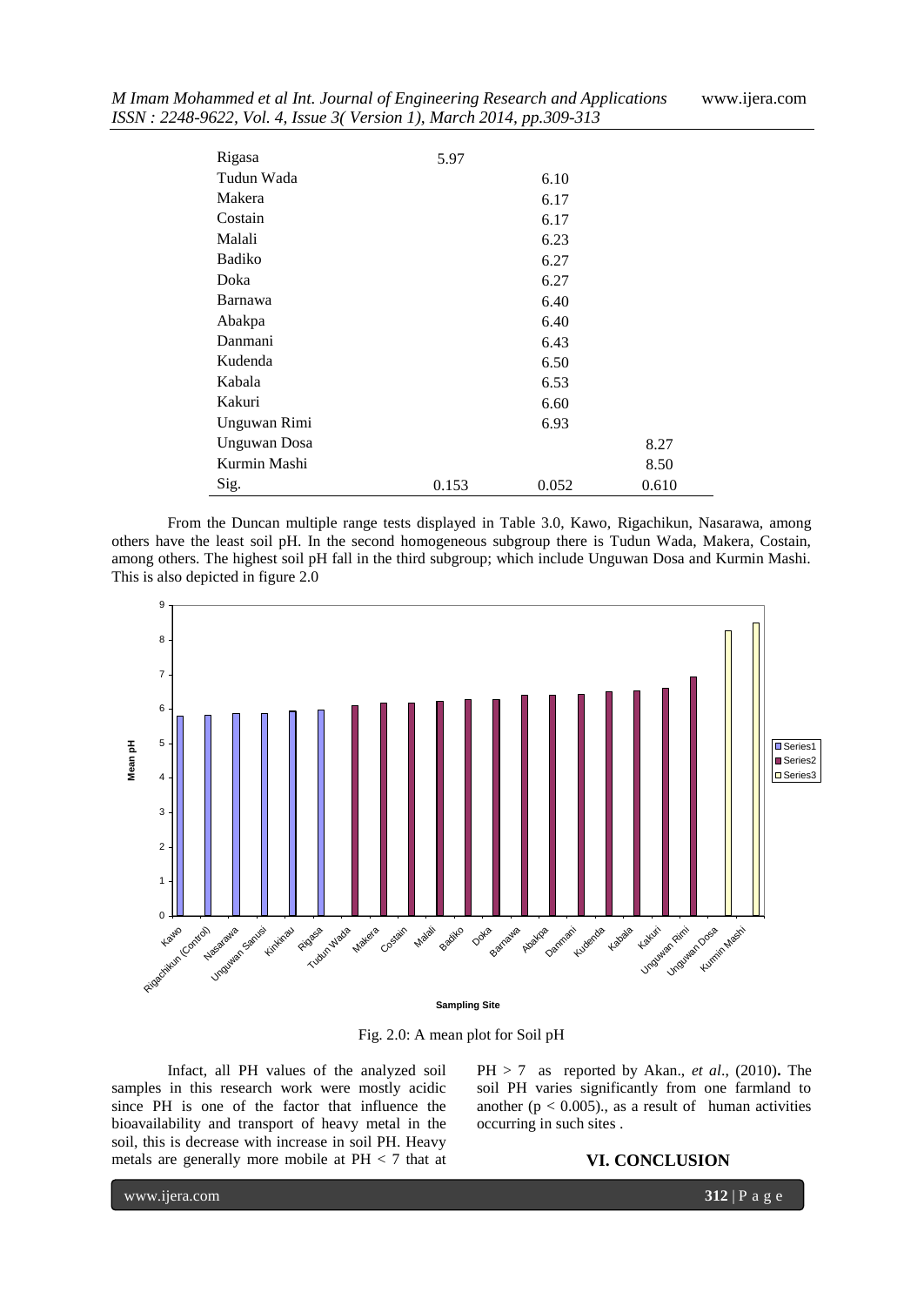| | | | |
|---|---|---|---|
| Rigasa | 5.97 | | |
| Tudun Wada | | 6.10 | |
| Makera | | 6.17 | |
| Costain | | 6.17 | |
| Malali | | 6.23 | |
| Badiko | | 6.27 | |
| Doka | | 6.27 | |
| Barnawa | | 6.40 | |
| Abakpa | | 6.40 | |
| Danmani | | 6.43 | |
| Kudenda | | 6.50 | |
| Kabala | | 6.53 | |
| Kakuri | | 6.60 | |
| Unguwan Rimi | | 6.93 | |
| Unguwan Dosa | | | 8.27 |
| Kurmin Mashi | | | 8.50 |
| Sig. | 0.153 | 0.052 | 0.610 |

From the Duncan multiple range tests displayed in Table 3.0, Kawo, Rigachikun, Nasarawa, among others have the least soil pH. In the second homogeneous subgroup there is Tudun Wada, Makera, Costain, among others. The highest soil pH fall in the third subgroup; which include Unguwan Dosa and Kurmin Mashi. This is also depicted in figure 2.0

Fig. 2.0: A mean plot for Soil pH

Infact, all PH values of the analyzed soil samples in this research work were mostly acidic since PH is one of the factor that influence the bioavailability and transport of heavy metal in the soil, this is decrease with increase in soil PH. Heavy metals are generally more mobile at PH < 7 that at PH > 7 as reported by Akan., *et al*., (2010). The soil PH varies significantly from one farmland to another ($p < 0.005$)., as a result of human activities occurring in such sites .

## VI. CONCLUSION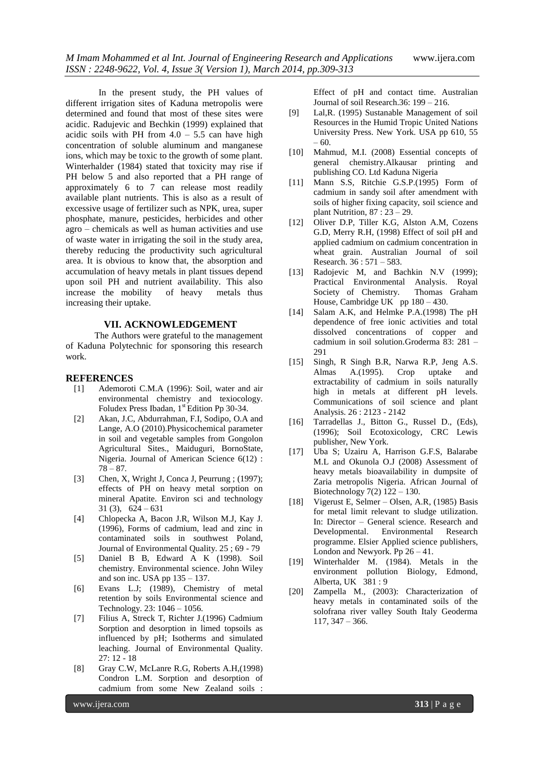In the present study, the PH values of different irrigation sites of Kaduna metropolis were determined and found that most of these sites were acidic. Radujevic and Bechkin (1999) explained that acidic soils with PH from 4.0 – 5.5 can have high concentration of soluble aluminum and manganese ions, which may be toxic to the growth of some plant. Winterhalder (1984) stated that toxicity may rise if PH below 5 and also reported that a PH range of approximately 6 to 7 can release most readily available plant nutrients. This is also as a result of excessive usage of fertilizer such as NPK, urea, super phosphate, manure, pesticides, herbicides and other agro – chemicals as well as human activities and use of waste water in irrigating the soil in the study area, thereby reducing the productivity such agricultural area. It is obvious to know that, the absorption and accumulation of heavy metals in plant tissues depend upon soil PH and nutrient availability. This also increase the mobility of heavy metals thus increasing their uptake.

## VII. ACKNOWLEDGEMENT

The Authors were grateful to the management of Kaduna Polytechnic for sponsoring this research work.

## REFERENCES

[1] Ademoroti C.M.A (1996): Soil, water and air environmental chemistry and texiocology. Foludex Press Ibadan, 1st Edition Pp 30-34.

[2] Akan, J.C, Abdurrahman, F.I, Sodipo, O.A and Lange, A.O (2010).Physicochemical parameter in soil and vegetable samples from Gongolon Agricultural Sites., Maiduguri, BornoState, Nigeria. Journal of American Science 6(12) : 78 – 87.

[3] Chen, X, Wright J, Conca J, Peurrung ; (1997); effects of PH on heavy metal sorption on mineral Apatite. Environ sci and technology 31 (3), 624 – 631

[4] Chlopecka A, Bacon J.R, Wilson M.J, Kay J. (1996), Forms of cadmium, lead and zinc in contaminated soils in southwest Poland, Journal of Environmental Quality. 25 ; 69 - 79

[5] Daniel B B, Edward A K (1998). Soil chemistry. Environmental science. John Wiley and son inc. USA pp 135 – 137.

[6] Evans L.J; (1989), Chemistry of metal retention by soils Environmental science and Technology. 23: 1046 – 1056.

[7] Filius A, Streck T, Richter J.(1996) Cadmium Sorption and desorption in limed topsoils as influenced by pH; Isotherms and simulated leaching. Journal of Environmental Quality. 27: 12 - 18

[8] Gray C.W, McLanre R.G, Roberts A.H,(1998) Condron L.M. Sorption and desorption of cadmium from some New Zealand soils : Effect of pH and contact time. Australian Journal of soil Research.36: 199 – 216.

[9] Lal,R. (1995) Sustanable Management of soil Resources in the Humid Tropic United Nations University Press. New York. USA pp 610, 55 – 60.

[10] Mahmud, M.I. (2008) Essential concepts of general chemistry.Alkausar printing and publishing CO. Ltd Kaduna Nigeria

[11] Mann S.S, Ritchie G.S.P.(1995) Form of cadmium in sandy soil after amendment with soils of higher fixing capacity, soil science and plant Nutrition, 87 : 23 – 29.

[12] Oliver D.P, Tiller K.G, Alston A.M, Cozens G.D, Merry R.H, (1998) Effect of soil pH and applied cadmium on cadmium concentration in wheat grain. Australian Journal of soil Research. 36 : 571 – 583.

[13] Radojevic M, and Bachkin N.V (1999); Practical Environmental Analysis. Royal Society of Chemistry. Thomas Graham House, Cambridge UK pp 180 – 430.

[14] Salam A.K, and Helmke P.A.(1998) The pH dependence of free ionic activities and total dissolved concentrations of copper and cadmium in soil solution.Groderma 83: 281 – 291

[15] Singh, R Singh B.R, Narwa R.P, Jeng A.S. Almas A.(1995). Crop uptake and extractability of cadmium in soils naturally high in metals at different pH levels. Communications of soil science and plant Analysis. 26 : 2123 - 2142

[16] Tarradellas J., Bitton G., Russel D., (Eds), (1996); Soil Ecotoxicology, CRC Lewis publisher, New York.

[17] Uba S; Uzairu A, Harrison G.F.S, Balarabe M.L and Okunola O.J (2008) Assessment of heavy metals bioavailability in dumpsite of Zaria metropolis Nigeria. African Journal of Biotechnology 7(2) 122 – 130.

[18] Vigerust E, Selmer – Olsen, A.R, (1985) Basis for metal limit relevant to sludge utilization. In: Director – General science. Research and Developmental. Environmental Research programme. Elsier Applied science publishers, London and Newyork. Pp 26 – 41.

[19] Winterhalder M. (1984). Metals in the environment pollution Biology, Edmond, Alberta, UK 381 : 9

[20] Zampella M., (2003): Characterization of heavy metals in contaminated soils of the solofrana river valley South Italy Geoderma 117, 347 – 366.